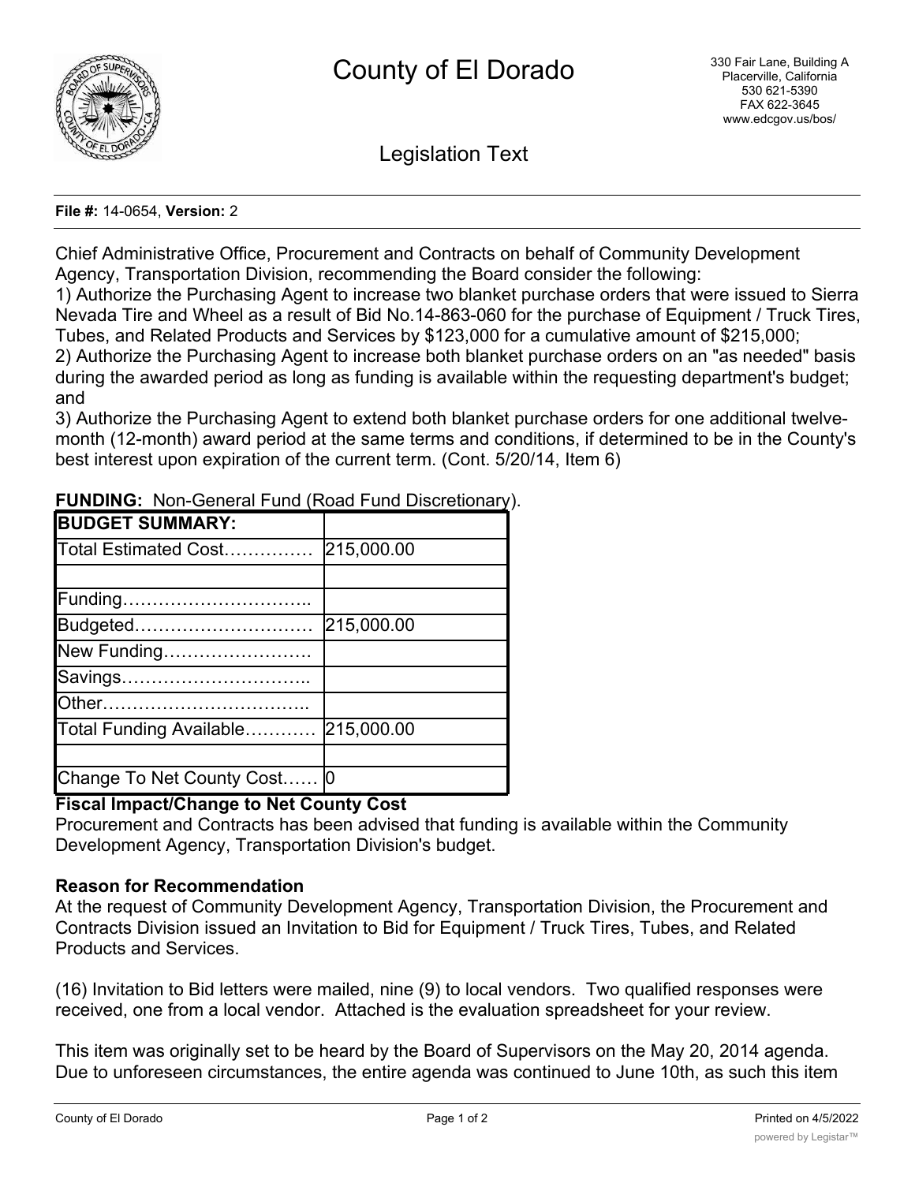# County of El Dorado

330 Fair Lane, Building A
Placerville, California
530 621-5390
FAX 622-3645
www.edcgov.us/bos/

## Legislation Text

**File #:** 14-0654, **Version:** 2

Chief Administrative Office, Procurement and Contracts on behalf of Community Development Agency, Transportation Division, recommending the Board consider the following:
1) Authorize the Purchasing Agent to increase two blanket purchase orders that were issued to Sierra Nevada Tire and Wheel as a result of Bid No.14-863-060 for the purchase of Equipment / Truck Tires, Tubes, and Related Products and Services by $123,000 for a cumulative amount of $215,000;
2) Authorize the Purchasing Agent to increase both blanket purchase orders on an "as needed" basis during the awarded period as long as funding is available within the requesting department's budget; and
3) Authorize the Purchasing Agent to extend both blanket purchase orders for one additional twelve-month (12-month) award period at the same terms and conditions, if determined to be in the County's best interest upon expiration of the current term. (Cont. 5/20/14, Item 6)

**FUNDING:** Non-General Fund (Road Fund Discretionary).

| **BUDGET SUMMARY:** | |
|---|---|
| Total Estimated Cost…………… | 215,000.00 |
| | |
| Funding………………………….. | |
| Budgeted………………………… | 215,000.00 |
| New Funding……………………. | |
| Savings………………………….. | |
| Other…………………………….. | |
| Total Funding Available………… | 215,000.00 |
| | |
| Change To Net County Cost…… | 0 |

**Fiscal Impact/Change to Net County Cost**
Procurement and Contracts has been advised that funding is available within the Community Development Agency, Transportation Division's budget.

**Reason for Recommendation**
At the request of Community Development Agency, Transportation Division, the Procurement and Contracts Division issued an Invitation to Bid for Equipment / Truck Tires, Tubes, and Related Products and Services.

(16) Invitation to Bid letters were mailed, nine (9) to local vendors. Two qualified responses were received, one from a local vendor. Attached is the evaluation spreadsheet for your review.

This item was originally set to be heard by the Board of Supervisors on the May 20, 2014 agenda. Due to unforeseen circumstances, the entire agenda was continued to June 10th, as such this item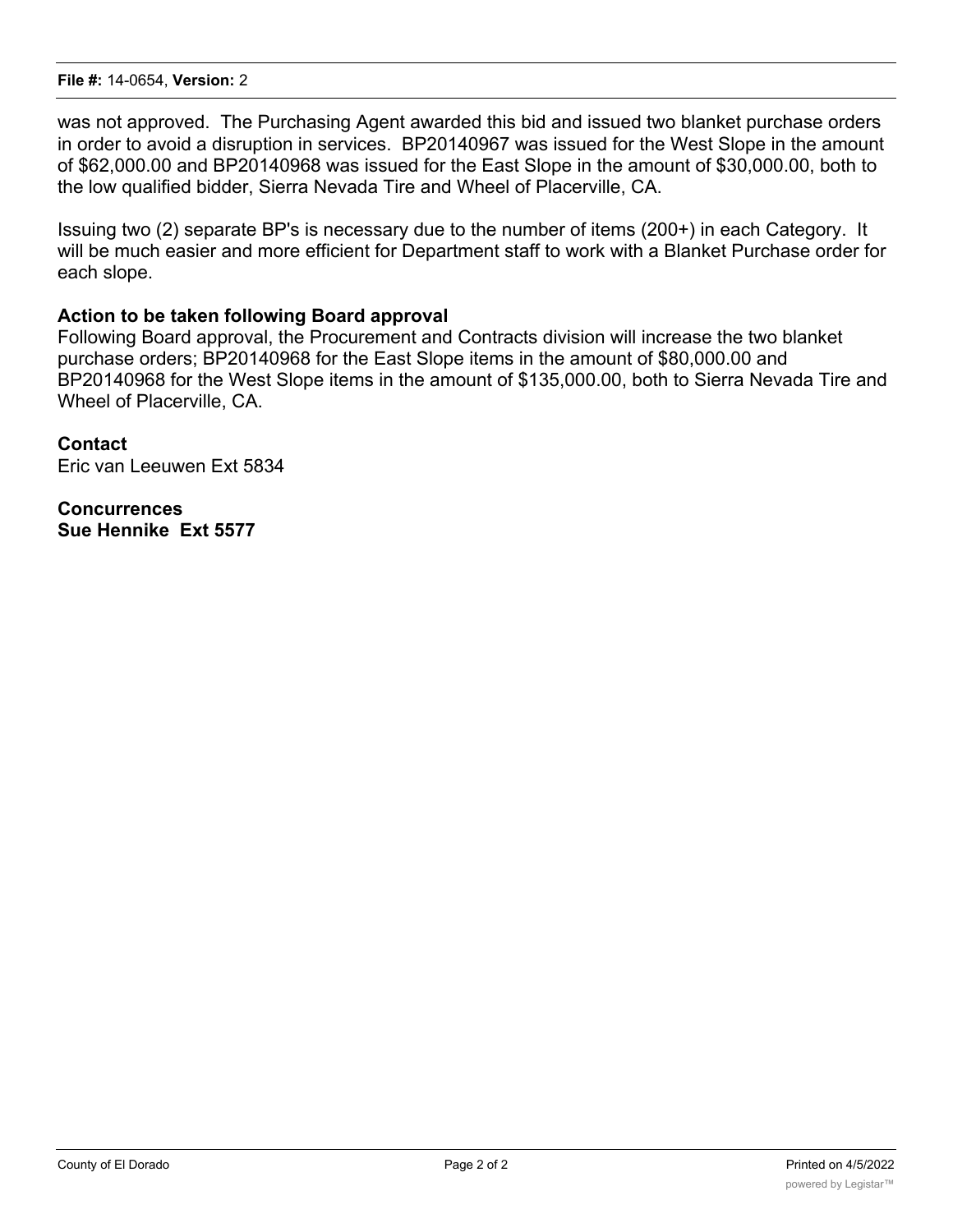was not approved. The Purchasing Agent awarded this bid and issued two blanket purchase orders in order to avoid a disruption in services. BP20140967 was issued for the West Slope in the amount of $62,000.00 and BP20140968 was issued for the East Slope in the amount of $30,000.00, both to the low qualified bidder, Sierra Nevada Tire and Wheel of Placerville, CA.

Issuing two (2) separate BP's is necessary due to the number of items (200+) in each Category. It will be much easier and more efficient for Department staff to work with a Blanket Purchase order for each slope.

**Action to be taken following Board approval**
Following Board approval, the Procurement and Contracts division will increase the two blanket purchase orders; BP20140968 for the East Slope items in the amount of $80,000.00 and BP20140968 for the West Slope items in the amount of $135,000.00, both to Sierra Nevada Tire and Wheel of Placerville, CA.

**Contact**
Eric van Leeuwen Ext 5834

**Concurrences**
**Sue Hennike Ext 5577**